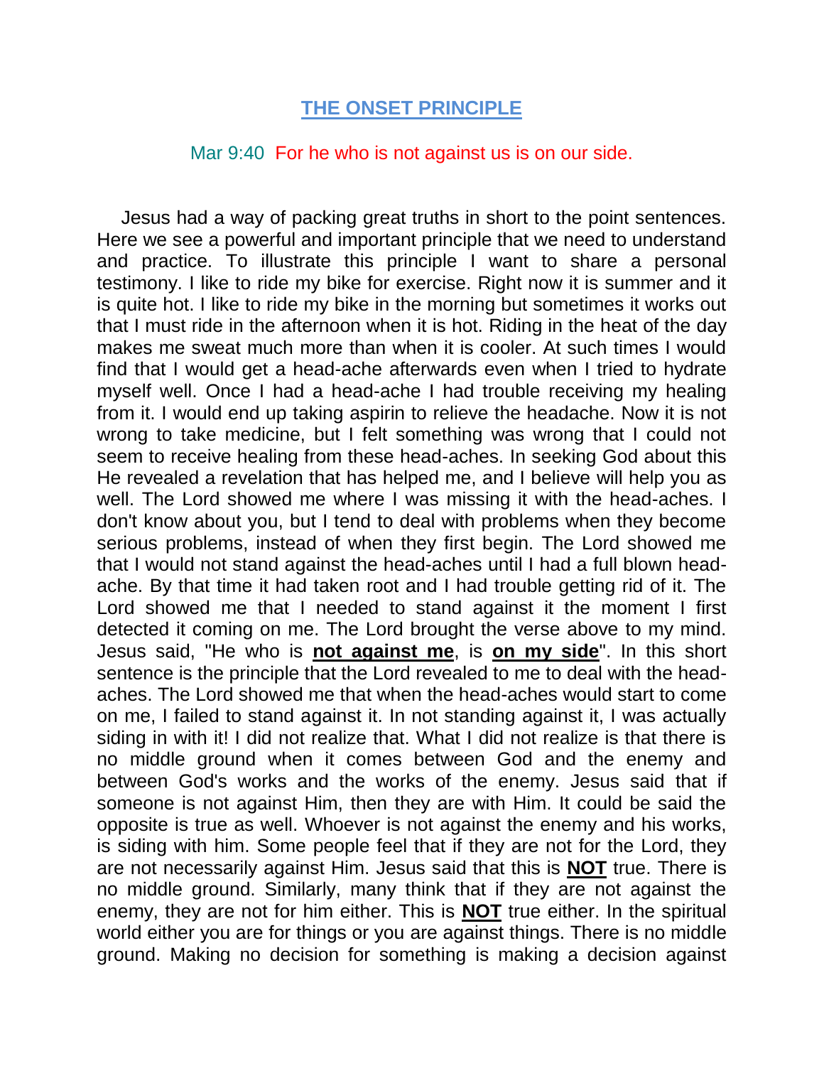# THE ONSET PRINCIPLE

Mar 9:40 For he who is not against us is on our side.

Jesus had a way of packing great truths in short to the point sentences. Here we see a powerful and important principle that we need to understand and practice. To illustrate this principle I want to share a personal testimony. I like to ride my bike for exercise. Right now it is summer and it is quite hot. I like to ride my bike in the morning but sometimes it works out that I must ride in the afternoon when it is hot. Riding in the heat of the day makes me sweat much more than when it is cooler. At such times I would find that I would get a head-ache afterwards even when I tried to hydrate myself well. Once I had a head-ache I had trouble receiving my healing from it. I would end up taking aspirin to relieve the headache. Now it is not wrong to take medicine, but I felt something was wrong that I could not seem to receive healing from these head-aches. In seeking God about this He revealed a revelation that has helped me, and I believe will help you as well. The Lord showed me where I was missing it with the head-aches. I don't know about you, but I tend to deal with problems when they become serious problems, instead of when they first begin. The Lord showed me that I would not stand against the head-aches until I had a full blown head-ache. By that time it had taken root and I had trouble getting rid of it. The Lord showed me that I needed to stand against it the moment I first detected it coming on me. The Lord brought the verse above to my mind. Jesus said, "He who is **not against me**, is **on my side**". In this short sentence is the principle that the Lord revealed to me to deal with the head-aches. The Lord showed me that when the head-aches would start to come on me, I failed to stand against it. In not standing against it, I was actually siding in with it! I did not realize that. What I did not realize is that there is no middle ground when it comes between God and the enemy and between God's works and the works of the enemy. Jesus said that if someone is not against Him, then they are with Him. It could be said the opposite is true as well. Whoever is not against the enemy and his works, is siding with him. Some people feel that if they are not for the Lord, they are not necessarily against Him. Jesus said that this is **NOT** true. There is no middle ground. Similarly, many think that if they are not against the enemy, they are not for him either. This is **NOT** true either. In the spiritual world either you are for things or you are against things. There is no middle ground. Making no decision for something is making a decision against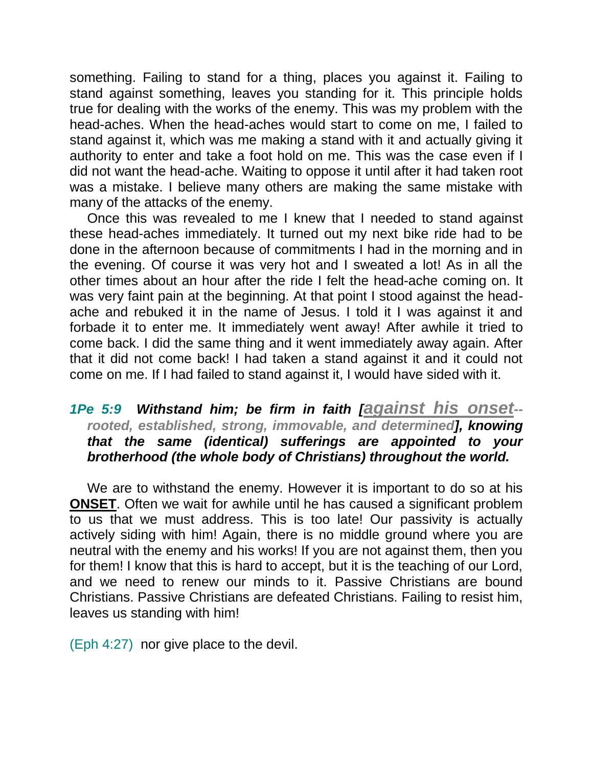something. Failing to stand for a thing, places you against it. Failing to stand against something, leaves you standing for it. This principle holds true for dealing with the works of the enemy. This was my problem with the head-aches. When the head-aches would start to come on me, I failed to stand against it, which was me making a stand with it and actually giving it authority to enter and take a foot hold on me. This was the case even if I did not want the head-ache. Waiting to oppose it until after it had taken root was a mistake. I believe many others are making the same mistake with many of the attacks of the enemy.

Once this was revealed to me I knew that I needed to stand against these head-aches immediately. It turned out my next bike ride had to be done in the afternoon because of commitments I had in the morning and in the evening. Of course it was very hot and I sweated a lot! As in all the other times about an hour after the ride I felt the head-ache coming on. It was very faint pain at the beginning. At that point I stood against the head-ache and rebuked it in the name of Jesus. I told it I was against it and forbade it to enter me. It immediately went away! After awhile it tried to come back. I did the same thing and it went immediately away again. After that it did not come back! I had taken a stand against it and it could not come on me. If I had failed to stand against it, I would have sided with it.

***1Pe 5:9 Withstand him; be firm in faith [**<u>against his onset</u>**--rooted, established, strong, immovable, and determined**], knowing that the same (identical) sufferings are appointed to your brotherhood (the whole body of Christians) throughout the world.***

We are to withstand the enemy. However it is important to do so at his **<u>ONSET</u>**. Often we wait for awhile until he has caused a significant problem to us that we must address. This is too late! Our passivity is actually actively siding with him! Again, there is no middle ground where you are neutral with the enemy and his works! If you are not against them, then you for them! I know that this is hard to accept, but it is the teaching of our Lord, and we need to renew our minds to it. Passive Christians are bound Christians. Passive Christians are defeated Christians. Failing to resist him, leaves us standing with him!

(Eph 4:27) nor give place to the devil.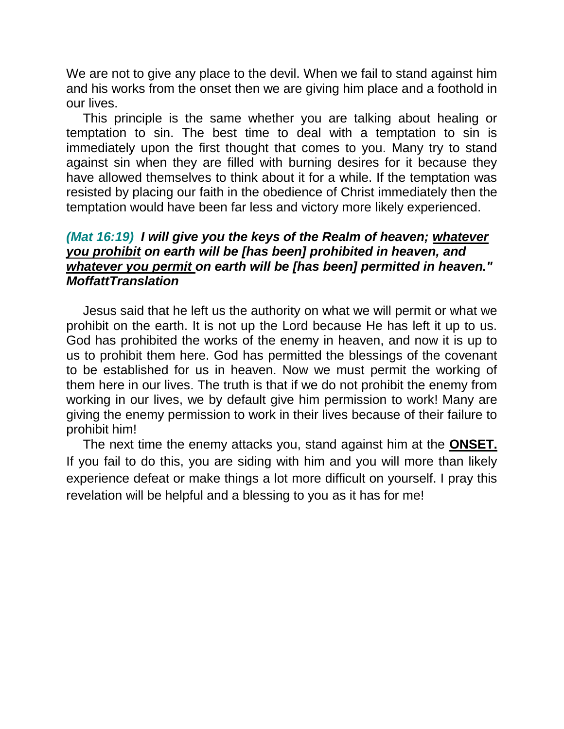We are not to give any place to the devil. When we fail to stand against him and his works from the onset then we are giving him place and a foothold in our lives.

This principle is the same whether you are talking about healing or temptation to sin. The best time to deal with a temptation to sin is immediately upon the first thought that comes to you. Many try to stand against sin when they are filled with burning desires for it because they have allowed themselves to think about it for a while. If the temptation was resisted by placing our faith in the obedience of Christ immediately then the temptation would have been far less and victory more likely experienced.

***(Mat 16:19)* I will give you the keys of the Realm of heaven; <u>whatever you prohibit</u> on earth will be [has been] prohibited in heaven, and <u>whatever you permit</u> on earth will be [has been] permitted in heaven." MoffattTranslation**

Jesus said that he left us the authority on what we will permit or what we prohibit on the earth. It is not up the Lord because He has left it up to us. God has prohibited the works of the enemy in heaven, and now it is up to us to prohibit them here. God has permitted the blessings of the covenant to be established for us in heaven. Now we must permit the working of them here in our lives. The truth is that if we do not prohibit the enemy from working in our lives, we by default give him permission to work! Many are giving the enemy permission to work in their lives because of their failure to prohibit him!

The next time the enemy attacks you, stand against him at the **<u>ONSET.</u>** If you fail to do this, you are siding with him and you will more than likely experience defeat or make things a lot more difficult on yourself. I pray this revelation will be helpful and a blessing to you as it has for me!